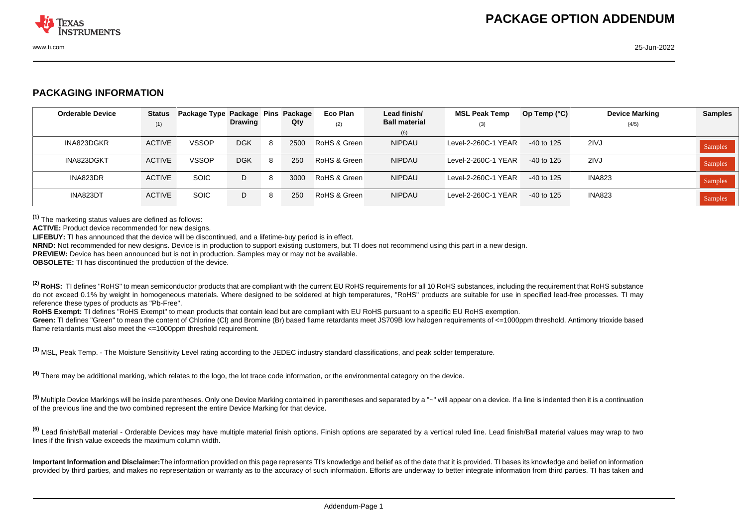# PACKAGE OPTION ADDENDUM

## PACKAGING INFORMATION

| Orderable Device | Status (1) | Package Type | Package Drawing | Pins | Package Qty | Eco Plan (2) | Lead finish/ Ball material (6) | MSL Peak Temp (3) | Op Temp (°C) | Device Marking (4/5) | Samples |
|---|---|---|---|---|---|---|---|---|---|---|---|
| INA823DGKR | ACTIVE | VSSOP | DGK | 8 | 2500 | RoHS & Green | NIPDAU | Level-2-260C-1 YEAR | -40 to 125 | 2IVJ | Samples |
| INA823DGKT | ACTIVE | VSSOP | DGK | 8 | 250 | RoHS & Green | NIPDAU | Level-2-260C-1 YEAR | -40 to 125 | 2IVJ | Samples |
| INA823DR | ACTIVE | SOIC | D | 8 | 3000 | RoHS & Green | NIPDAU | Level-2-260C-1 YEAR | -40 to 125 | INA823 | Samples |
| INA823DT | ACTIVE | SOIC | D | 8 | 250 | RoHS & Green | NIPDAU | Level-2-260C-1 YEAR | -40 to 125 | INA823 | Samples |

[1] The marketing status values are defined as follows:

**ACTIVE:** Product device recommended for new designs.

**LIFEBUY:** TI has announced that the device will be discontinued, and a lifetime-buy period is in effect.

**NRND:** Not recommended for new designs. Device is in production to support existing customers, but TI does not recommend using this part in a new design.

**PREVIEW:** Device has been announced but is not in production. Samples may or may not be available.

**OBSOLETE:** TI has discontinued the production of the device.

[2] **RoHS:** TI defines "RoHS" to mean semiconductor products that are compliant with the current EU RoHS requirements for all 10 RoHS substances, including the requirement that RoHS substance do not exceed 0.1% by weight in homogeneous materials. Where designed to be soldered at high temperatures, "RoHS" products are suitable for use in specified lead-free processes. TI may reference these types of products as "Pb-Free".

**RoHS Exempt:** TI defines "RoHS Exempt" to mean products that contain lead but are compliant with EU RoHS pursuant to a specific EU RoHS exemption.

**Green:** TI defines "Green" to mean the content of Chlorine (Cl) and Bromine (Br) based flame retardants meet JS709B low halogen requirements of <=1000ppm threshold. Antimony trioxide based flame retardants must also meet the <=1000ppm threshold requirement.

[3] MSL, Peak Temp. - The Moisture Sensitivity Level rating according to the JEDEC industry standard classifications, and peak solder temperature.

[4] There may be additional marking, which relates to the logo, the lot trace code information, or the environmental category on the device.

[5] Multiple Device Markings will be inside parentheses. Only one Device Marking contained in parentheses and separated by a "~" will appear on a device. If a line is indented then it is a continuation of the previous line and the two combined represent the entire Device Marking for that device.

[6] Lead finish/Ball material - Orderable Devices may have multiple material finish options. Finish options are separated by a vertical ruled line. Lead finish/Ball material values may wrap to two lines if the finish value exceeds the maximum column width.

**Important Information and Disclaimer:** The information provided on this page represents TI's knowledge and belief as of the date that it is provided. TI bases its knowledge and belief on information provided by third parties, and makes no representation or warranty as to the accuracy of such information. Efforts are underway to better integrate information from third parties. TI has taken and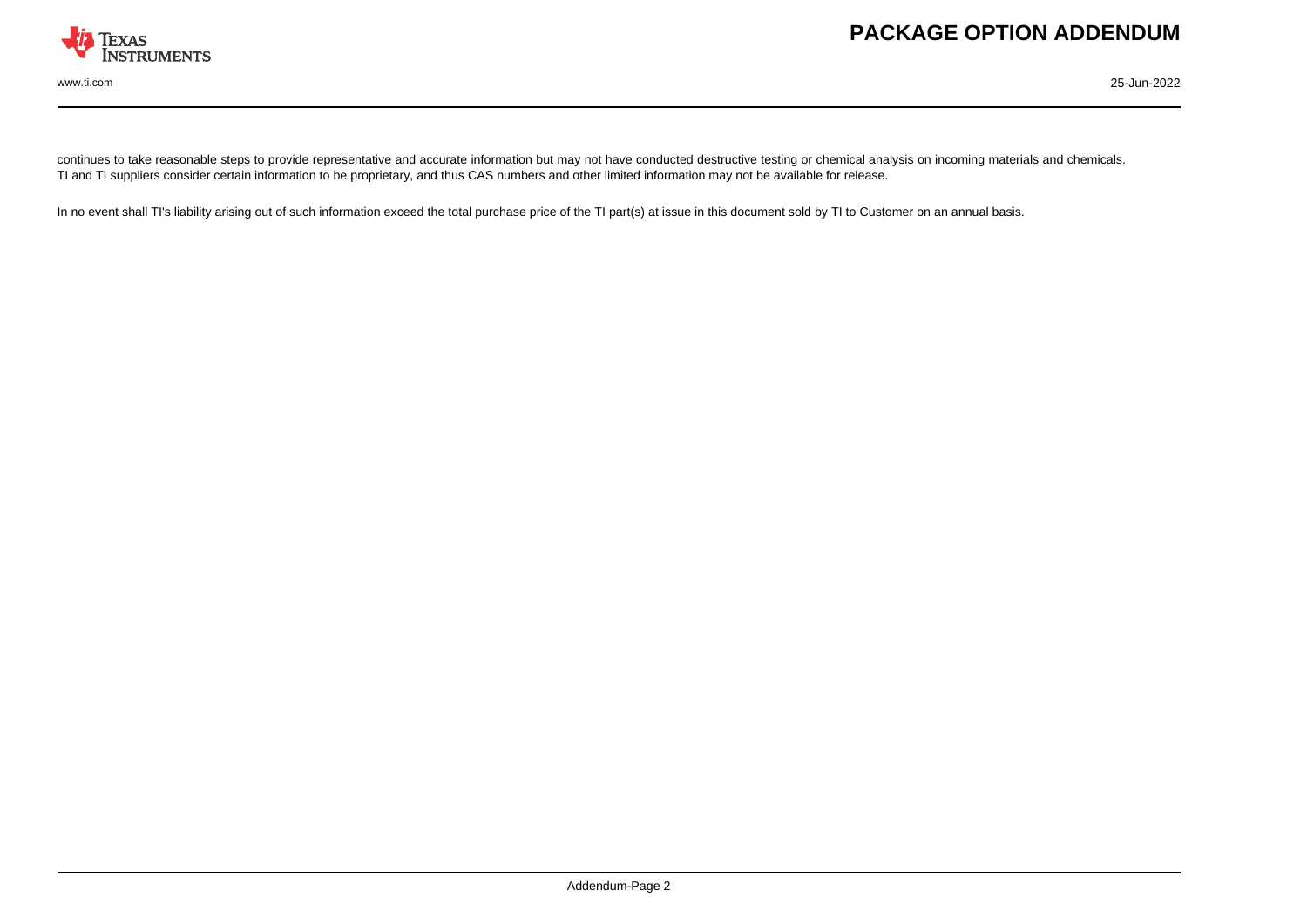continues to take reasonable steps to provide representative and accurate information but may not have conducted destructive testing or chemical analysis on incoming materials and chemicals. TI and TI suppliers consider certain information to be proprietary, and thus CAS numbers and other limited information may not be available for release.

In no event shall TI's liability arising out of such information exceed the total purchase price of the TI part(s) at issue in this document sold by TI to Customer on an annual basis.